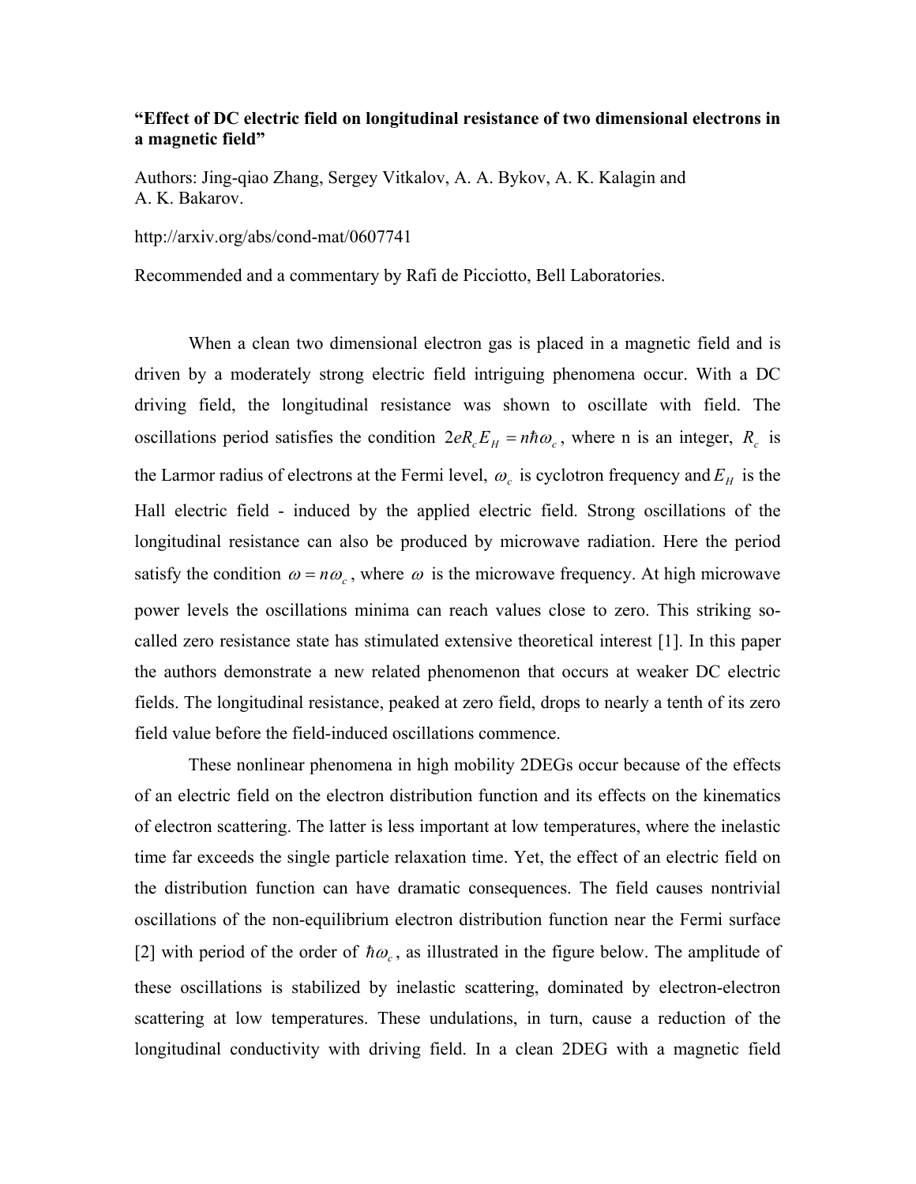**"Effect of DC electric field on longitudinal resistance of two dimensional electrons in a magnetic field"**

Authors: Jing-qiao Zhang, Sergey Vitkalov, A. A. Bykov, A. K. Kalagin and A. K. Bakarov.

http://arxiv.org/abs/cond-mat/0607741

Recommended and a commentary by Rafi de Picciotto, Bell Laboratories.

When a clean two dimensional electron gas is placed in a magnetic field and is driven by a moderately strong electric field intriguing phenomena occur. With a DC driving field, the longitudinal resistance was shown to oscillate with field. The oscillations period satisfies the condition $2eR_c E_H = n\hbar\omega_c$, where n is an integer, $R_c$ is the Larmor radius of electrons at the Fermi level, $\omega_c$ is cyclotron frequency and $E_H$ is the Hall electric field - induced by the applied electric field. Strong oscillations of the longitudinal resistance can also be produced by microwave radiation. Here the period satisfy the condition $\omega = n\omega_c$, where $\omega$ is the microwave frequency. At high microwave power levels the oscillations minima can reach values close to zero. This striking so-called zero resistance state has stimulated extensive theoretical interest [1]. In this paper the authors demonstrate a new related phenomenon that occurs at weaker DC electric fields. The longitudinal resistance, peaked at zero field, drops to nearly a tenth of its zero field value before the field-induced oscillations commence.

These nonlinear phenomena in high mobility 2DEGs occur because of the effects of an electric field on the electron distribution function and its effects on the kinematics of electron scattering. The latter is less important at low temperatures, where the inelastic time far exceeds the single particle relaxation time. Yet, the effect of an electric field on the distribution function can have dramatic consequences. The field causes nontrivial oscillations of the non-equilibrium electron distribution function near the Fermi surface [2] with period of the order of $\hbar\omega_c$, as illustrated in the figure below. The amplitude of these oscillations is stabilized by inelastic scattering, dominated by electron-electron scattering at low temperatures. These undulations, in turn, cause a reduction of the longitudinal conductivity with driving field. In a clean 2DEG with a magnetic field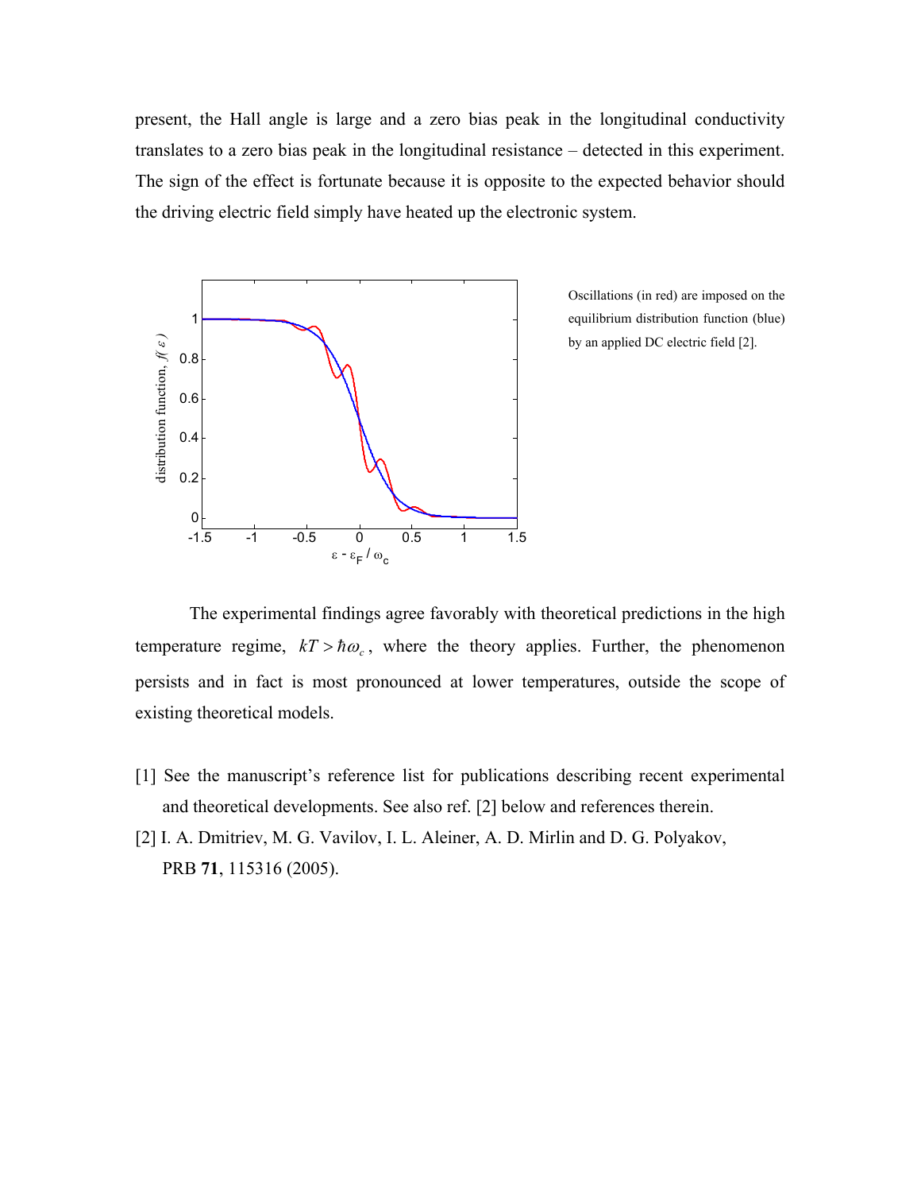present, the Hall angle is large and a zero bias peak in the longitudinal conductivity translates to a zero bias peak in the longitudinal resistance – detected in this experiment. The sign of the effect is fortunate because it is opposite to the expected behavior should the driving electric field simply have heated up the electronic system.

distribution function, $f(\varepsilon)$

1
0.8
0.6
0.4
0.2
0

-1.5 -1 -0.5 0 0.5 1 1.5

$\varepsilon - \varepsilon_F / \omega_c$

Oscillations (in red) are imposed on the equilibrium distribution function (blue) by an applied DC electric field [2].

The experimental findings agree favorably with theoretical predictions in the high temperature regime, $kT > \hbar\omega_c$, where the theory applies. Further, the phenomenon persists and in fact is most pronounced at lower temperatures, outside the scope of existing theoretical models.

[1] See the manuscript's reference list for publications describing recent experimental and theoretical developments. See also ref. [2] below and references therein.

[2] I. A. Dmitriev, M. G. Vavilov, I. L. Aleiner, A. D. Mirlin and D. G. Polyakov, PRB **71**, 115316 (2005).